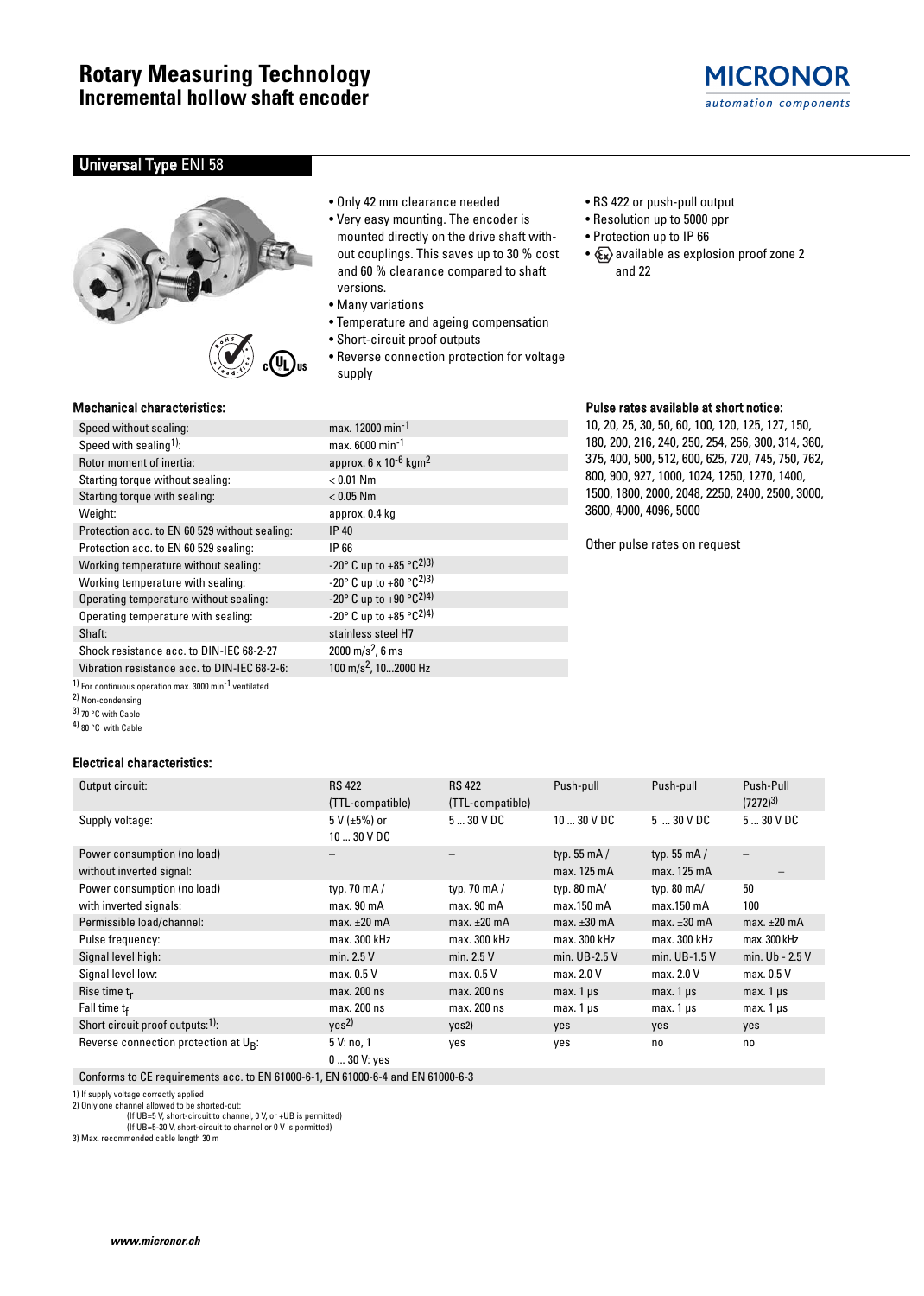# Rotary Measuring Technology
## Incremental hollow shaft encoder

MICRONOR
*automation components*

## Universal Type ENI 58

- Only 42 mm clearance needed
- Very easy mounting. The encoder is mounted directly on the drive shaft without couplings. This saves up to 30 % cost and 60 % clearance compared to shaft versions.
- Many variations
- Temperature and ageing compensation
- Short-circuit proof outputs
- Reverse connection protection for voltage supply
- RS 422 or push-pull output
- Resolution up to 5000 ppr
- Protection up to IP 66
- Ex available as explosion proof zone 2 and 22

### Mechanical characteristics:

| | |
|---|---|
| Speed without sealing: | max. 12000 $min^{-1}$ |
| Speed with sealing[1]: | max. 6000 $min^{-1}$ |
| Rotor moment of inertia: | approx. 6 x $10^{-6}$ $kgm^2$ |
| Starting torque without sealing: | < 0.01 Nm |
| Starting torque with sealing: | < 0.05 Nm |
| Weight: | approx. 0.4 kg |
| Protection acc. to EN 60 529 without sealing: | IP 40 |
| Protection acc. to EN 60 529 sealing: | IP 66 |
| Working temperature without sealing: | -20° C up to +85 °C[2)3)] |
| Working temperature with sealing: | -20° C up to +80 °C[2)3)] |
| Operating temperature without sealing: | -20° C up to +90 °C[2)4)] |
| Operating temperature with sealing: | -20° C up to +85 °C[2)4)] |
| Shaft: | stainless steel H7 |
| Shock resistance acc. to DIN-IEC 68-2-27 | 2000 $m/s^2$, 6 ms |
| Vibration resistance acc. to DIN-IEC 68-2-6: | 100 $m/s^2$, 10...2000 Hz |

1) For continuous operation max. 3000 $min^{-1}$ ventilated
2) Non-condensing
3) 70 °C with Cable
4) 80 °C with Cable

### Pulse rates available at short notice:

10, 20, 25, 30, 50, 60, 100, 120, 125, 127, 150, 180, 200, 216, 240, 250, 254, 256, 300, 314, 360, 375, 400, 500, 512, 600, 625, 720, 745, 750, 762, 800, 900, 927, 1000, 1024, 1250, 1270, 1400, 1500, 1800, 2000, 2048, 2250, 2400, 2500, 3000, 3600, 4000, 4096, 5000

Other pulse rates on request

### Electrical characteristics:

| Output circuit: | RS 422 (TTL-compatible) | RS 422 (TTL-compatible) | Push-pull | Push-pull | Push-Pull (7272)[3)] |
|---|---|---|---|---|---|
| Supply voltage: | 5 V (±5%) or 10 ... 30 V DC | 5 ... 30 V DC | 10 ... 30 V DC | 5 ... 30 V DC | 5 ... 30 V DC |
| Power consumption (no load) without inverted signal: | – | – | typ. 55 mA / max. 125 mA | typ. 55 mA / max. 125 mA | – / – |
| Power consumption (no load) with inverted signals: | typ. 70 mA / max. 90 mA | typ. 70 mA / max. 90 mA | typ. 80 mA/ max.150 mA | typ. 80 mA/ max.150 mA | 50 / 100 |
| Permissible load/channel: | max. ±20 mA | max. ±20 mA | max. ±30 mA | max. ±30 mA | max. ±20 mA |
| Pulse frequency: | max. 300 kHz | max. 300 kHz | max. 300 kHz | max. 300 kHz | max. 300 kHz |
| Signal level high: | min. 2.5 V | min. 2.5 V | min. UB-2.5 V | min. UB-1.5 V | min. Ub - 2.5 V |
| Signal level low: | max. 0.5 V | max. 0.5 V | max. 2.0 V | max. 2.0 V | max. 0.5 V |
| Rise time $t_r$ | max. 200 ns | max. 200 ns | max. 1 µs | max. 1 µs | max. 1 µs |
| Fall time $t_f$ | max. 200 ns | max. 200 ns | max. 1 µs | max. 1 µs | max. 1 µs |
| Short circuit proof outputs:[1)]: | yes[2)] | yes2) | yes | yes | yes |
| Reverse connection protection at $U_B$: | 5 V: no, 1 0 ... 30 V: yes | yes | yes | no | no |
| Conforms to CE requirements acc. to EN 61000-6-1, EN 61000-6-4 and EN 61000-6-3 | | | | | |

1) If supply voltage correctly applied
2) Only one channel allowed to be shorted-out:
(If UB=5 V, short-circuit to channel, 0 V, or +UB is permitted)
(If UB=5-30 V, short-circuit to channel or 0 V is permitted)
3) Max. recommended cable length 30 m

*www.micronor.ch*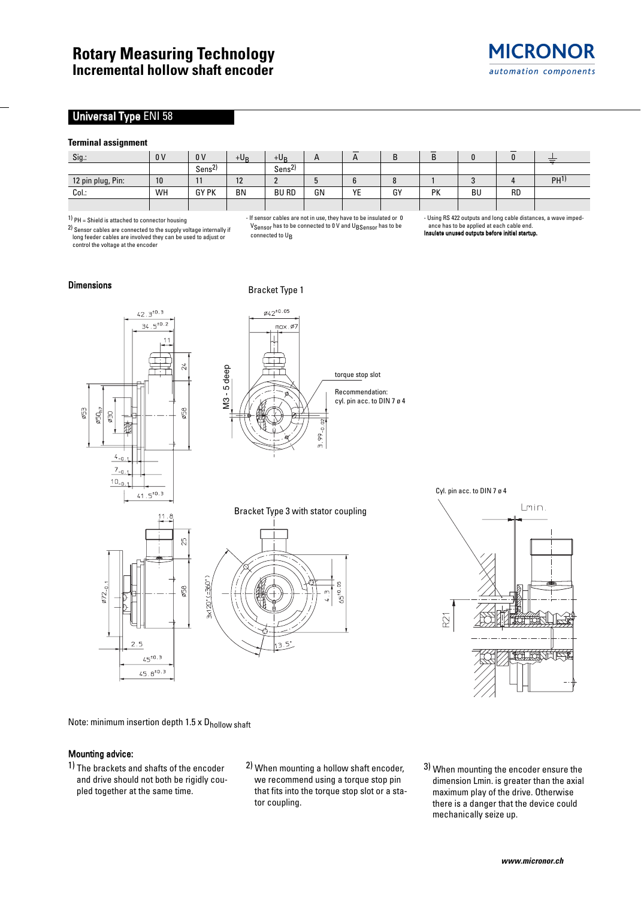# Rotary Measuring Technology
## Incremental hollow shaft encoder

## Universal Type ENI 58

### Terminal assignment

| Sig.: | 0 V | 0 V Sens[2] | $+U_B$ | $+U_B$ Sens[2] | A | $\overline{A}$ | B | $\overline{B}$ | 0 | $\overline{0}$ | ⏚ |
|---|---|---|---|---|---|---|---|---|---|---|---|
| 12 pin plug, Pin: | 10 | 11 | 12 | 2 | 5 | 6 | 8 | 1 | 3 | 4 | PH[1] |
| Col.: | WH | GY PK | BN | BU RD | GN | YE | GY | PK | BU | RD | |

[1] PH = Shield is attached to connector housing

[2] Sensor cables are connected to the supply voltage internally if long feeder cables are involved they can be used to adjust or control the voltage at the encoder

- If sensor cables are not in use, they have to be insulated or 0 $V_{Sensor}$ has to be connected to 0 V and $U_{BSensor}$ has to be connected to $U_B$

- Using RS 422 outputs and long cable distances, a wave impedance has to be applied at each cable end.

**Insulate unused outputs before initial startup.**

### Dimensions

Bracket Type 1

torque stop slot

Recommendation: cyl. pin acc. to DIN 7 ø 4

Bracket Type 3 with stator coupling

Cyl. pin acc. to DIN 7 ø 4

Note: minimum insertion depth 1.5 x $D_{hollow\ shaft}$

### Mounting advice:

1) The brackets and shafts of the encoder and drive should not both be rigidly coupled together at the same time.

2) When mounting a hollow shaft encoder, we recommend using a torque stop pin that fits into the torque stop slot or a stator coupling.

3) When mounting the encoder ensure the dimension Lmin. is greater than the axial maximum play of the drive. Otherwise there is a danger that the device could mechanically seize up.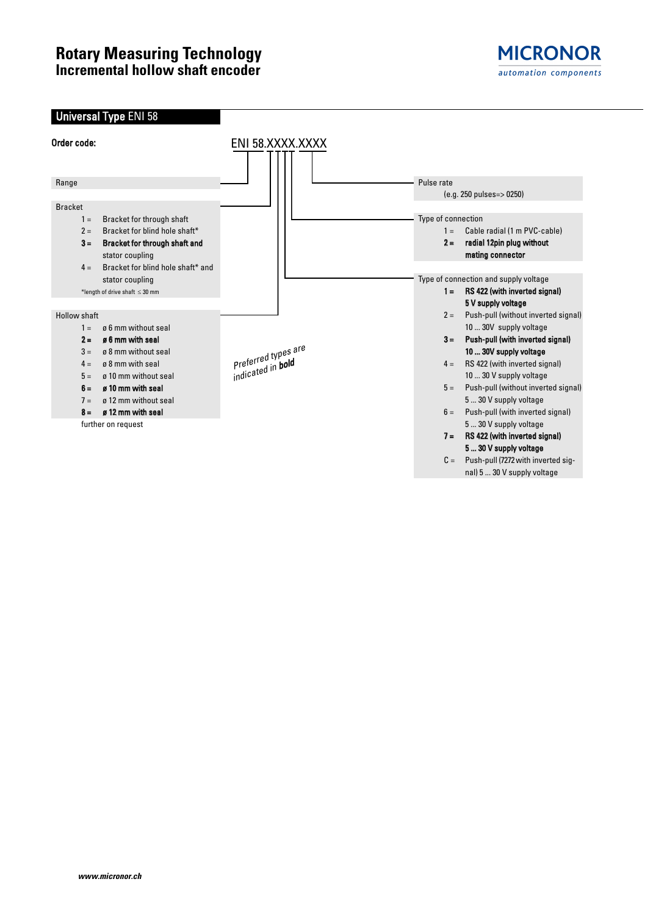# Rotary Measuring Technology
## Incremental hollow shaft encoder

MICRONOR
automation components

## Universal Type ENI 58

**Order code:**

ENI 58.XXXX.XXXX

**Range**

**Bracket**

- 1 = Bracket for through shaft
- 2 = Bracket for blind hole shaft*
- **3 = Bracket for through shaft and stator coupling**
- 4 = Bracket for blind hole shaft* and stator coupling

*length of drive shaft ≤ 30 mm

**Hollow shaft**

- 1 = ø 6 mm without seal
- **2 = ø 6 mm with seal**
- 3 = ø 8 mm without seal
- 4 = ø 8 mm with seal
- 5 = ø 10 mm without seal
- **6 = ø 10 mm with seal**
- 7 = ø 12 mm without seal
- **8 = ø 12 mm with seal**

further on request

*Preferred types are indicated in **bold***

**Pulse rate**

(e.g. 250 pulses=> 0250)

**Type of connection**

- 1 = Cable radial (1 m PVC-cable)
- **2 = radial 12pin plug without mating connector**

**Type of connection and supply voltage**

- **1 = RS 422 (with inverted signal) 5 V supply voltage**
- 2 = Push-pull (without inverted signal) 10 ... 30V supply voltage
- **3 = Push-pull (with inverted signal) 10 ... 30V supply voltage**
- 4 = RS 422 (with inverted signal) 10 ... 30 V supply voltage
- 5 = Push-pull (without inverted signal) 5 ... 30 V supply voltage
- 6 = Push-pull (with inverted signal) 5 ... 30 V supply voltage
- **7 = RS 422 (with inverted signal) 5 ... 30 V supply voltage**
- C = Push-pull (7272 with inverted signal) 5 ... 30 V supply voltage

www.micronor.ch